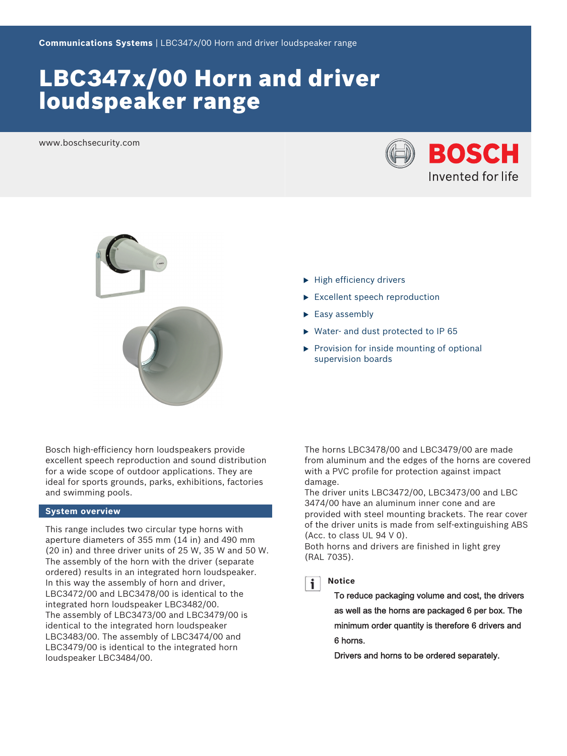# LBC347x/00 Horn and driver loudspeaker range

www.boschsecurity.com

- High efficiency drivers
- Excellent speech reproduction
- Easy assembly
- Water- and dust protected to IP 65
- Provision for inside mounting of optional supervision boards

Bosch high-efficiency horn loudspeakers provide excellent speech reproduction and sound distribution for a wide scope of outdoor applications. They are ideal for sports grounds, parks, exhibitions, factories and swimming pools.

## System overview

This range includes two circular type horns with aperture diameters of 355 mm (14 in) and 490 mm (20 in) and three driver units of 25 W, 35 W and 50 W. The assembly of the horn with the driver (separate ordered) results in an integrated horn loudspeaker. In this way the assembly of horn and driver, LBC3472/00 and LBC3478/00 is identical to the integrated horn loudspeaker LBC3482/00.
The assembly of LBC3473/00 and LBC3479/00 is identical to the integrated horn loudspeaker LBC3483/00. The assembly of LBC3474/00 and LBC3479/00 is identical to the integrated horn loudspeaker LBC3484/00.

The horns LBC3478/00 and LBC3479/00 are made from aluminum and the edges of the horns are covered with a PVC profile for protection against impact damage.
The driver units LBC3472/00, LBC3473/00 and LBC 3474/00 have an aluminum inner cone and are provided with steel mounting brackets. The rear cover of the driver units is made from self-extinguishing ABS (Acc. to class UL 94 V 0).
Both horns and drivers are finished in light grey (RAL 7035).

**Notice**

**To reduce packaging volume and cost, the drivers as well as the horns are packaged 6 per box. The minimum order quantity is therefore 6 drivers and 6 horns.**

**Drivers and horns to be ordered separately.**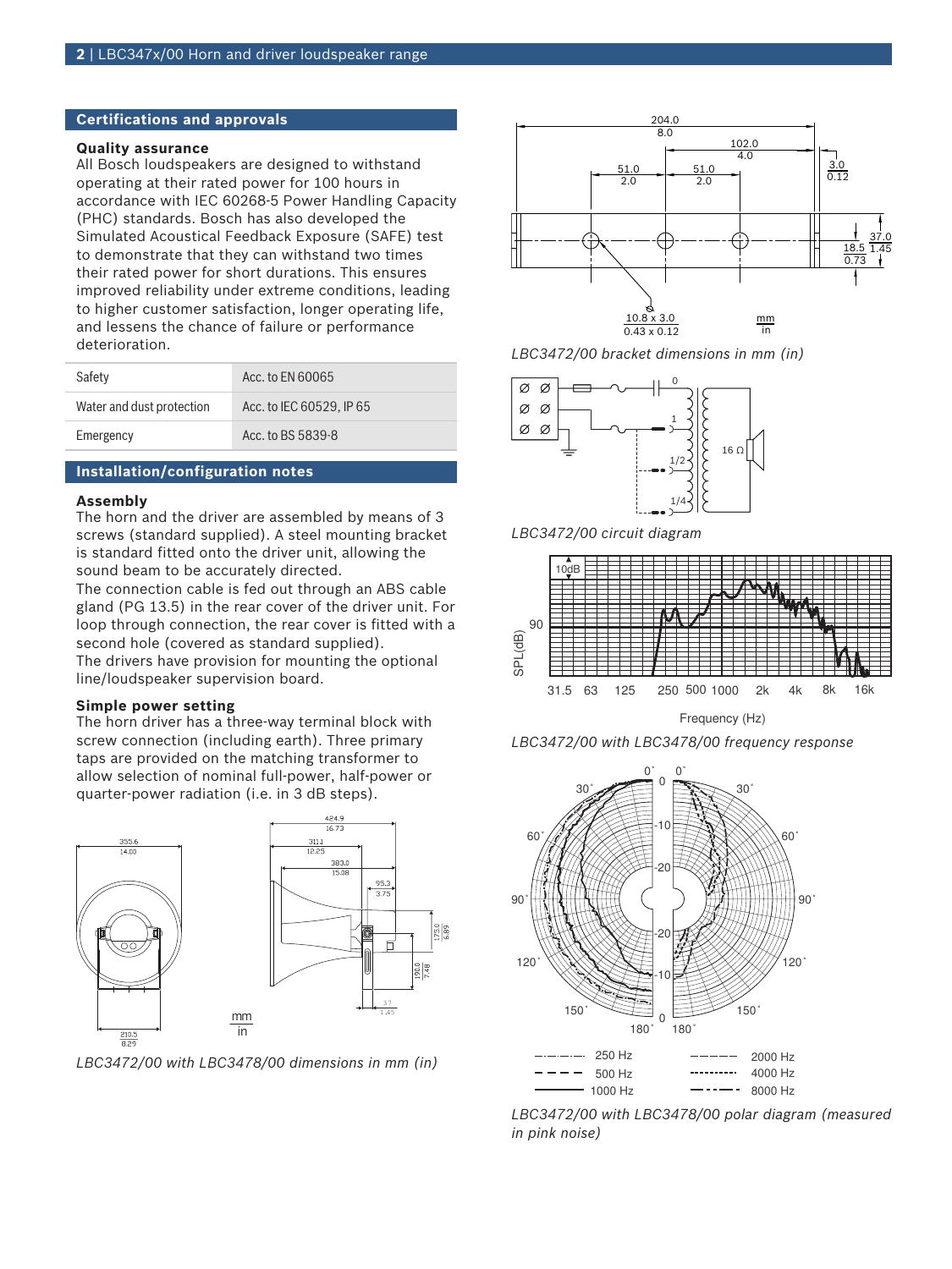## Certifications and approvals

### Quality assurance

All Bosch loudspeakers are designed to withstand operating at their rated power for 100 hours in accordance with IEC 60268-5 Power Handling Capacity (PHC) standards. Bosch has also developed the Simulated Acoustical Feedback Exposure (SAFE) test to demonstrate that they can withstand two times their rated power for short durations. This ensures improved reliability under extreme conditions, leading to higher customer satisfaction, longer operating life, and lessens the chance of failure or performance deterioration.

| | |
|---|---|
| Safety | Acc. to EN 60065 |
| Water and dust protection | Acc. to IEC 60529, IP 65 |
| Emergency | Acc. to BS 5839-8 |

## Installation/configuration notes

### Assembly

The horn and the driver are assembled by means of 3 screws (standard supplied). A steel mounting bracket is standard fitted onto the driver unit, allowing the sound beam to be accurately directed.
The connection cable is fed out through an ABS cable gland (PG 13.5) in the rear cover of the driver unit. For loop through connection, the rear cover is fitted with a second hole (covered as standard supplied).
The drivers have provision for mounting the optional line/loudspeaker supervision board.

### Simple power setting

The horn driver has a three-way terminal block with screw connection (including earth). Three primary taps are provided on the matching transformer to allow selection of nominal full-power, half-power or quarter-power radiation (i.e. in 3 dB steps).

355.6
14.00
210.5
8.29
424.9
16.73
311.1
12.25
383.0
15.08
95.3
3.75
175.0
6.89
190.0
7.48
37
1.45
mm
in

*LBC3472/00 with LBC3478/00 dimensions in mm (in)*

204.0
8.0
102.0
4.0
51.0
2.0
51.0
2.0
3.0
0.12
37.0
1.45
18.5
0.73
10.8 x 3.0
0.43 x 0.12
mm
in

*LBC3472/00 bracket dimensions in mm (in)*

0
1
1/2
1/4
16 Ω

*LBC3472/00 circuit diagram*

10dB
90
SPL(dB)
31.5 63 125 250 500 1000 2k 4k 8k 16k
Frequency (Hz)

*LBC3472/00 with LBC3478/00 frequency response*

0° 30° 60° 90° 120° 150° 180°
0 -10 -20
250 Hz
500 Hz
1000 Hz
2000 Hz
4000 Hz
8000 Hz

*LBC3472/00 with LBC3478/00 polar diagram (measured in pink noise)*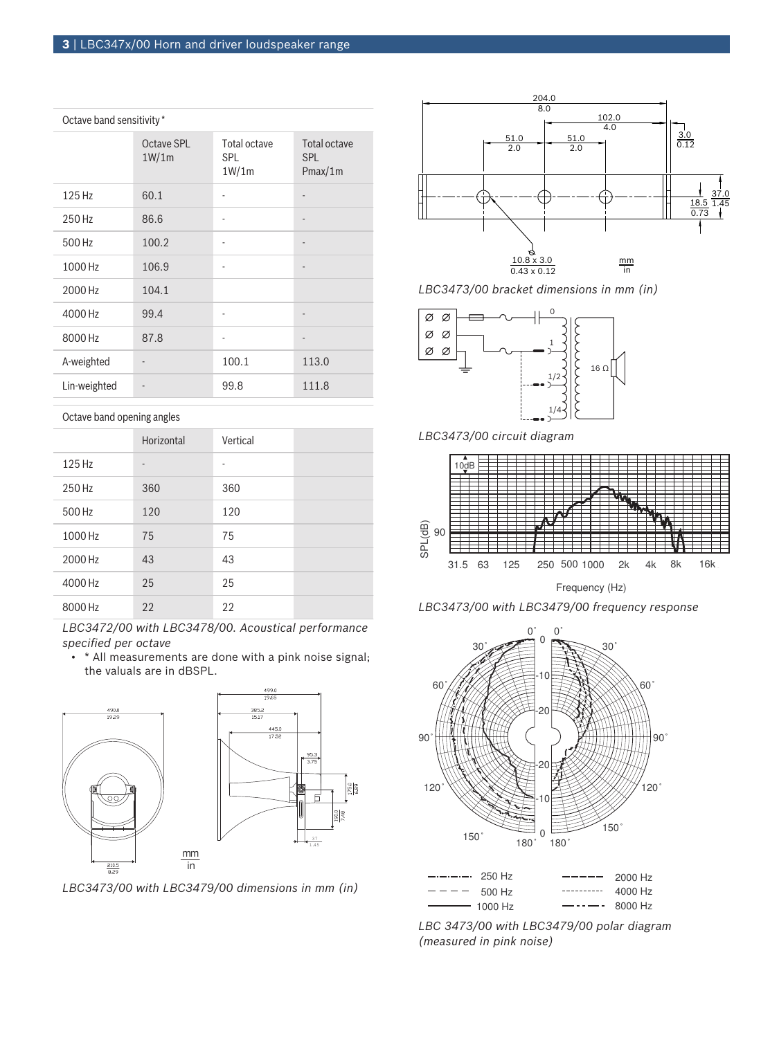Octave band sensitivity *

| | Octave SPL 1W/1m | Total octave SPL 1W/1m | Total octave SPL Pmax/1m |
|---|---|---|---|
| 125 Hz | 60.1 | - | - |
| 250 Hz | 86.6 | - | - |
| 500 Hz | 100.2 | - | - |
| 1000 Hz | 106.9 | - | - |
| 2000 Hz | 104.1 | | |
| 4000 Hz | 99.4 | - | - |
| 8000 Hz | 87.8 | - | - |
| A-weighted | - | 100.1 | 113.0 |
| Lin-weighted | - | 99.8 | 111.8 |

Octave band opening angles

| | Horizontal | Vertical | |
|---|---|---|---|
| 125 Hz | - | - | |
| 250 Hz | 360 | 360 | |
| 500 Hz | 120 | 120 | |
| 1000 Hz | 75 | 75 | |
| 2000 Hz | 43 | 43 | |
| 4000 Hz | 25 | 25 | |
| 8000 Hz | 22 | 22 | |

*LBC3472/00 with LBC3478/00. Acoustical performance specified per octave*

- * All measurements are done with a pink noise signal; the valuals are in dBSPL.

490.0
19.29
499.0
19.65
385.2
15.17
445.0
17.52
95.3
3.75
175.0
6.89
190.0
7.48
37
1.45
210.5
8.29
mm
in

*LBC3473/00 with LBC3479/00 dimensions in mm (in)*

204.0
8.0
102.0
4.0
51.0
2.0
51.0
2.0
3.0
0.12
37.0
1.45
18.5
0.73
10.8 x 3.0
0.43 x 0.12
mm
in

*LBC3473/00 bracket dimensions in mm (in)*

0
1
1/2
1/4
16 Ω

*LBC3473/00 circuit diagram*

10dB
SPL(dB)
90
31.5 63 125 250 500 1000 2k 4k 8k 16k
Frequency (Hz)

*LBC3473/00 with LBC3479/00 frequency response*

0° 0°
0
30° 30°
-10
60° 60°
-20
90° 90°
-20
120° 120°
-10
150° 150°
0
180° 180°

250 Hz
500 Hz
1000 Hz
2000 Hz
4000 Hz
8000 Hz

*LBC 3473/00 with LBC3479/00 polar diagram (measured in pink noise)*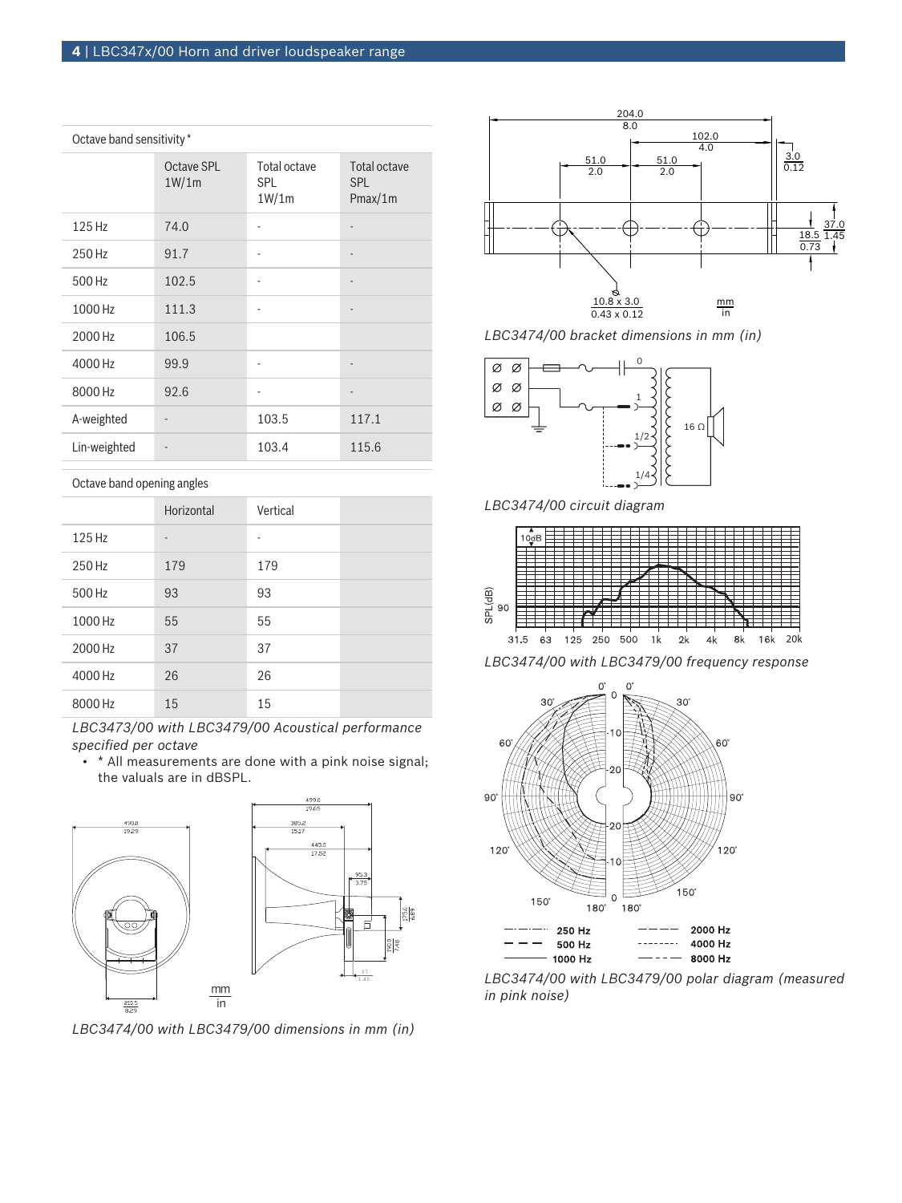Octave band sensitivity *

| | Octave SPL 1W/1m | Total octave SPL 1W/1m | Total octave SPL Pmax/1m |
|---|---|---|---|
| 125 Hz | 74.0 | - | - |
| 250 Hz | 91.7 | - | - |
| 500 Hz | 102.5 | - | - |
| 1000 Hz | 111.3 | - | - |
| 2000 Hz | 106.5 | | |
| 4000 Hz | 99.9 | - | - |
| 8000 Hz | 92.6 | - | - |
| A-weighted | - | 103.5 | 117.1 |
| Lin-weighted | - | 103.4 | 115.6 |

Octave band opening angles

| | Horizontal | Vertical | |
|---|---|---|---|
| 125 Hz | - | - | |
| 250 Hz | 179 | 179 | |
| 500 Hz | 93 | 93 | |
| 1000 Hz | 55 | 55 | |
| 2000 Hz | 37 | 37 | |
| 4000 Hz | 26 | 26 | |
| 8000 Hz | 15 | 15 | |

*LBC3473/00 with LBC3479/00 Acoustical performance specified per octave*

- * All measurements are done with a pink noise signal; the valuals are in dBSPL.

490.0
19.29

499.0
19.65

385.2
15.17

445.0
17.52

95.3
3.75

175.0
6.89

190.0
7.48

37
1.45

210.5
8.29

mm
in

*LBC3474/00 with LBC3479/00 dimensions in mm (in)*

204.0
8.0

102.0
4.0

51.0
2.0

51.0
2.0

3.0
0.12

37.0
1.45

18.5
0.73

10.8 x 3.0
0.43 x 0.12

mm
in

*LBC3474/00 bracket dimensions in mm (in)*

0

1

1/2

1/4

16 Ω

*LBC3474/00 circuit diagram*

10dB

SPL(dB)

90

31.5 63 125 250 500 1k 2k 4k 8k 16k 20k

*LBC3474/00 with LBC3479/00 frequency response*

0° 0°

30° 30°

60° 60°

90° 90°

120° 120°

150° 150°

180° 180°

0 -10 -20 -20 -10 0

250 Hz
500 Hz
1000 Hz
2000 Hz
4000 Hz
8000 Hz

*LBC3474/00 with LBC3479/00 polar diagram (measured in pink noise)*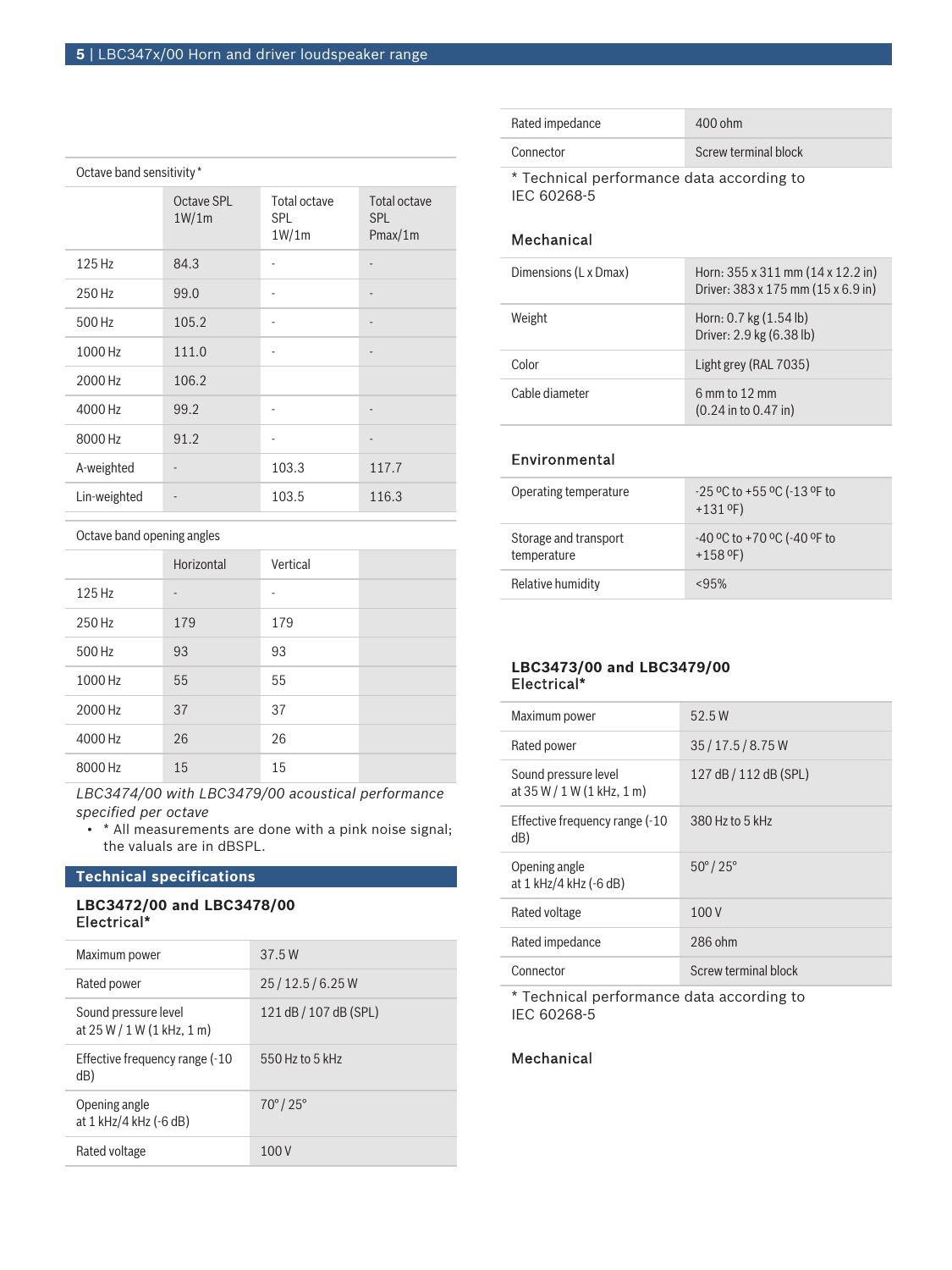| Octave band sensitivity * | | | |
|---|---|---|---|
| | Octave SPL 1W/1m | Total octave SPL 1W/1m | Total octave SPL Pmax/1m |
| 125 Hz | 84.3 | - | - |
| 250 Hz | 99.0 | - | - |
| 500 Hz | 105.2 | - | - |
| 1000 Hz | 111.0 | - | - |
| 2000 Hz | 106.2 | | |
| 4000 Hz | 99.2 | - | - |
| 8000 Hz | 91.2 | - | - |
| A-weighted | - | 103.3 | 117.7 |
| Lin-weighted | - | 103.5 | 116.3 |

| Octave band opening angles | | | |
|---|---|---|---|
| | Horizontal | Vertical | |
| 125 Hz | - | - | |
| 250 Hz | 179 | 179 | |
| 500 Hz | 93 | 93 | |
| 1000 Hz | 55 | 55 | |
| 2000 Hz | 37 | 37 | |
| 4000 Hz | 26 | 26 | |
| 8000 Hz | 15 | 15 | |

*LBC3474/00 with LBC3479/00 acoustical performance specified per octave*

- * All measurements are done with a pink noise signal; the valuals are in dBSPL.

## Technical specifications

### LBC3472/00 and LBC3478/00 Electrical*

| | |
|---|---|
| Maximum power | 37.5 W |
| Rated power | 25 / 12.5 / 6.25 W |
| Sound pressure level at 25 W / 1 W (1 kHz, 1 m) | 121 dB / 107 dB (SPL) |
| Effective frequency range (-10 dB) | 550 Hz to 5 kHz |
| Opening angle at 1 kHz/4 kHz (-6 dB) | 70° / 25° |
| Rated voltage | 100 V |
| Rated impedance | 400 ohm |
| Connector | Screw terminal block |

* Technical performance data according to IEC 60268-5

### Mechanical

| | |
|---|---|
| Dimensions (L x Dmax) | Horn: 355 x 311 mm (14 x 12.2 in)<br>Driver: 383 x 175 mm (15 x 6.9 in) |
| Weight | Horn: 0.7 kg (1.54 lb)<br>Driver: 2.9 kg (6.38 lb) |
| Color | Light grey (RAL 7035) |
| Cable diameter | 6 mm to 12 mm<br>(0.24 in to 0.47 in) |

### Environmental

| | |
|---|---|
| Operating temperature | -25 ºC to +55 ºC (-13 ºF to +131 ºF) |
| Storage and transport temperature | -40 ºC to +70 ºC (-40 ºF to +158 ºF) |
| Relative humidity | <95% |

### LBC3473/00 and LBC3479/00 Electrical*

| | |
|---|---|
| Maximum power | 52.5 W |
| Rated power | 35 / 17.5 / 8.75 W |
| Sound pressure level at 35 W / 1 W (1 kHz, 1 m) | 127 dB / 112 dB (SPL) |
| Effective frequency range (-10 dB) | 380 Hz to 5 kHz |
| Opening angle at 1 kHz/4 kHz (-6 dB) | 50° / 25° |
| Rated voltage | 100 V |
| Rated impedance | 286 ohm |
| Connector | Screw terminal block |

* Technical performance data according to IEC 60268-5

### Mechanical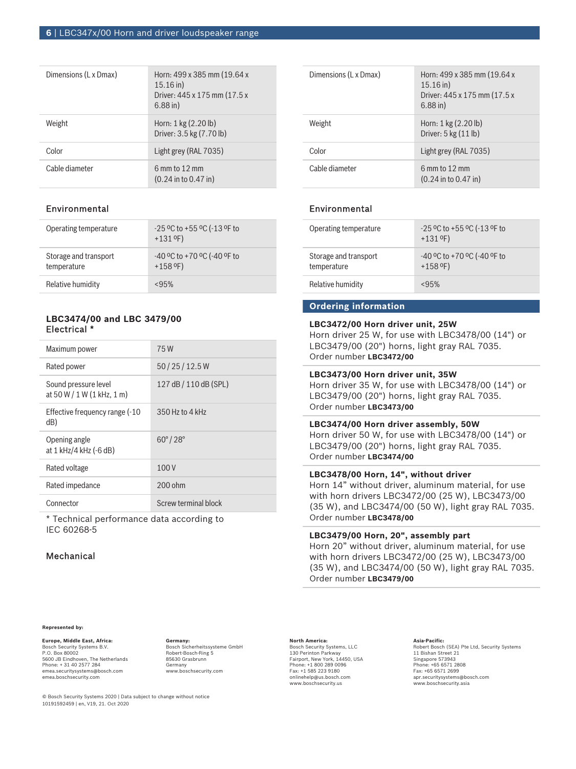| | |
|---|---|
| Dimensions (L x Dmax) | Horn: 499 x 385 mm (19.64 x 15.16 in)<br>Driver: 445 x 175 mm (17.5 x 6.88 in) |
| Weight | Horn: 1 kg (2.20 lb)<br>Driver: 3.5 kg (7.70 lb) |
| Color | Light grey (RAL 7035) |
| Cable diameter | 6 mm to 12 mm<br>(0.24 in to 0.47 in) |

### Environmental

| | |
|---|---|
| Operating temperature | -25 ºC to +55 ºC (-13 ºF to +131 ºF) |
| Storage and transport temperature | -40 ºC to +70 ºC (-40 ºF to +158 ºF) |
| Relative humidity | <95% |

### LBC3474/00 and LBC 3479/00 Electrical *

| | |
|---|---|
| Maximum power | 75 W |
| Rated power | 50 / 25 / 12.5 W |
| Sound pressure level at 50 W / 1 W (1 kHz, 1 m) | 127 dB / 110 dB (SPL) |
| Effective frequency range (-10 dB) | 350 Hz to 4 kHz |
| Opening angle at 1 kHz/4 kHz (-6 dB) | 60° / 28° |
| Rated voltage | 100 V |
| Rated impedance | 200 ohm |
| Connector | Screw terminal block |

* Technical performance data according to IEC 60268-5

### Mechanical

| | |
|---|---|
| Dimensions (L x Dmax) | Horn: 499 x 385 mm (19.64 x 15.16 in)<br>Driver: 445 x 175 mm (17.5 x 6.88 in) |
| Weight | Horn: 1 kg (2.20 lb)<br>Driver: 5 kg (11 lb) |
| Color | Light grey (RAL 7035) |
| Cable diameter | 6 mm to 12 mm<br>(0.24 in to 0.47 in) |

### Environmental

| | |
|---|---|
| Operating temperature | -25 ºC to +55 ºC (-13 ºF to +131 ºF) |
| Storage and transport temperature | -40 ºC to +70 ºC (-40 ºF to +158 ºF) |
| Relative humidity | <95% |

## Ordering information

**LBC3472/00 Horn driver unit, 25W**
Horn driver 25 W, for use with LBC3478/00 (14") or LBC3479/00 (20") horns, light gray RAL 7035.
Order number **LBC3472/00**

**LBC3473/00 Horn driver unit, 35W**
Horn driver 35 W, for use with LBC3478/00 (14") or LBC3479/00 (20") horns, light gray RAL 7035.
Order number **LBC3473/00**

**LBC3474/00 Horn driver assembly, 50W**
Horn driver 50 W, for use with LBC3478/00 (14") or LBC3479/00 (20") horns, light gray RAL 7035.
Order number **LBC3474/00**

**LBC3478/00 Horn, 14", without driver**
Horn 14" without driver, aluminum material, for use with horn drivers LBC3472/00 (25 W), LBC3473/00 (35 W), and LBC3474/00 (50 W), light gray RAL 7035.
Order number **LBC3478/00**

**LBC3479/00 Horn, 20", assembly part**
Horn 20" without driver, aluminum material, for use with horn drivers LBC3472/00 (25 W), LBC3473/00 (35 W), and LBC3474/00 (50 W), light gray RAL 7035.
Order number **LBC3479/00**

**Represented by:**

**Europe, Middle East, Africa:**
Bosch Security Systems B.V.
P.O. Box 80002
5600 JB Eindhoven, The Netherlands
Phone: + 31 40 2577 284
emea.securitysystems@bosch.com
emea.boschsecurity.com

**Germany:**
Bosch Sicherheitssysteme GmbH
Robert-Bosch-Ring 5
85630 Grasbrunn
Germany
www.boschsecurity.com

**North America:**
Bosch Security Systems, LLC
130 Perinton Parkway
Fairport, New York, 14450, USA
Phone: +1 800 289 0096
Fax: +1 585 223 9180
onlinehelp@us.bosch.com
www.boschsecurity.us

**Asia-Pacific:**
Robert Bosch (SEA) Pte Ltd, Security Systems
11 Bishan Street 21
Singapore 573943
Phone: +65 6571 2808
Fax: +65 6571 2699
apr.securitysystems@bosch.com
www.boschsecurity.asia

© Bosch Security Systems 2020 | Data subject to change without notice
10191592459 | en, V19, 21. Oct 2020